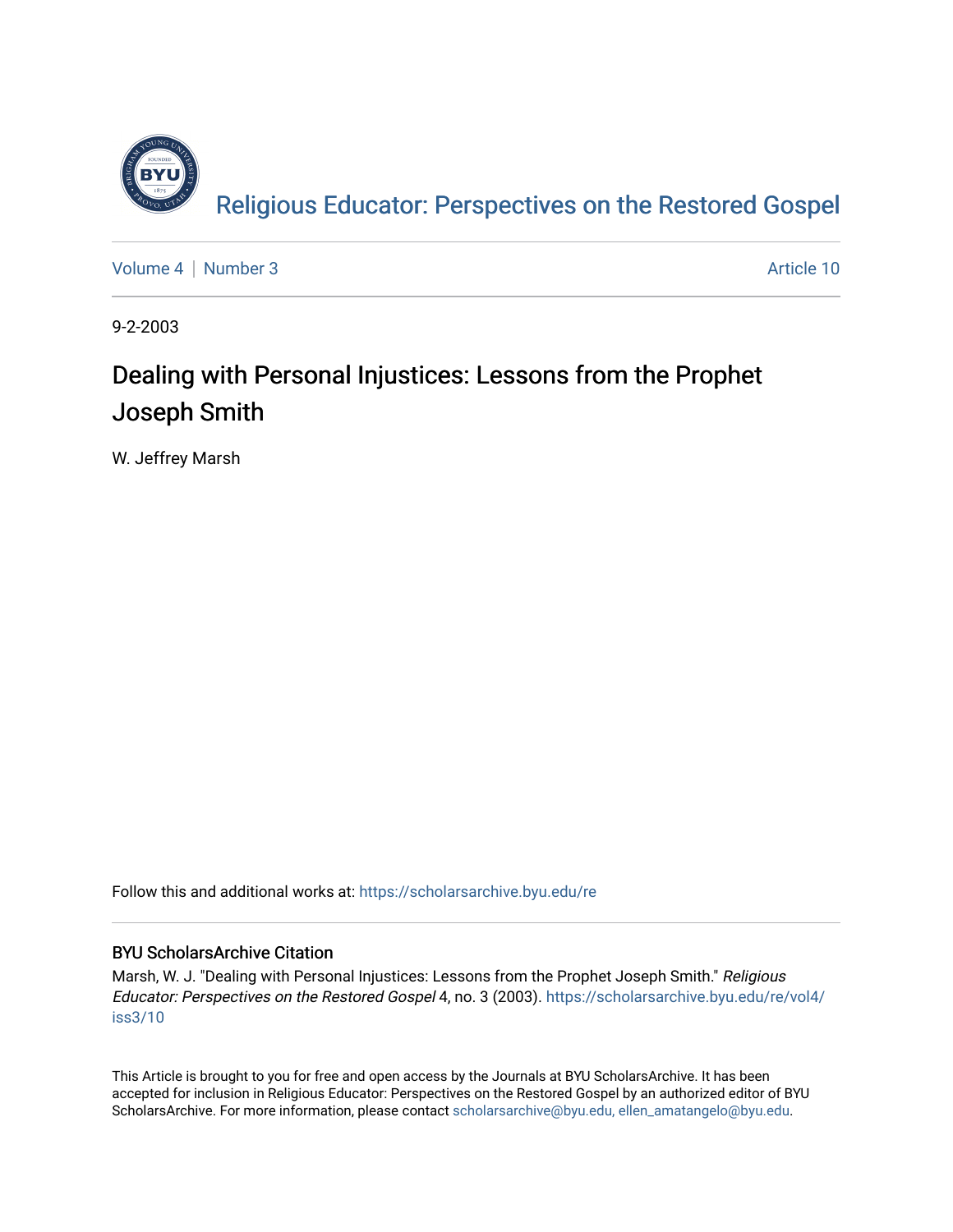Religious Educator: Perspectives on the Restored Gospel

Volume 4 | Number 3 — Article 10

9-2-2003

# Dealing with Personal Injustices: Lessons from the Prophet Joseph Smith

W. Jeffrey Marsh

Follow this and additional works at: https://scholarsarchive.byu.edu/re

## BYU ScholarsArchive Citation

Marsh, W. J. "Dealing with Personal Injustices: Lessons from the Prophet Joseph Smith." *Religious Educator: Perspectives on the Restored Gospel* 4, no. 3 (2003). https://scholarsarchive.byu.edu/re/vol4/iss3/10

This Article is brought to you for free and open access by the Journals at BYU ScholarsArchive. It has been accepted for inclusion in Religious Educator: Perspectives on the Restored Gospel by an authorized editor of BYU ScholarsArchive. For more information, please contact scholarsarchive@byu.edu, ellen_amatangelo@byu.edu.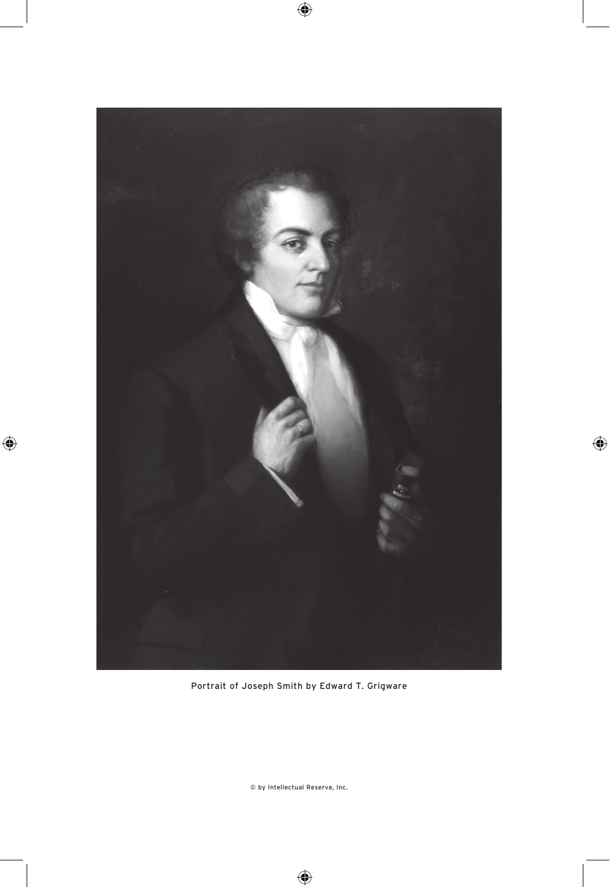Portrait of Joseph Smith by Edward T. Grigware

© by Intellectual Reserve, Inc.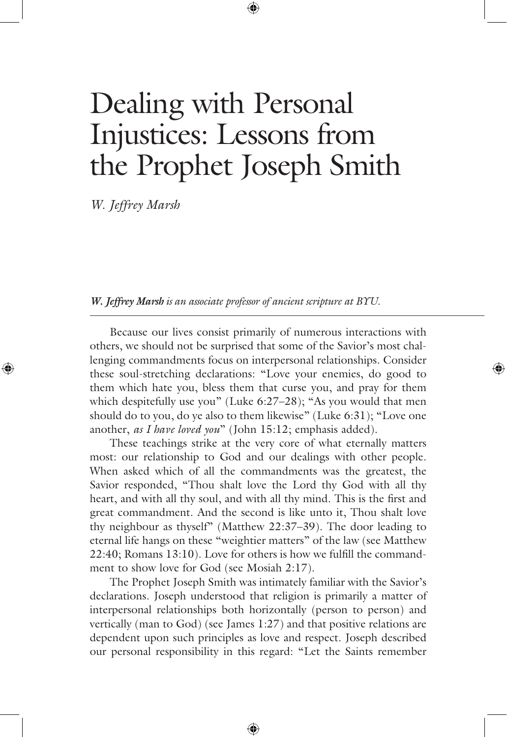# Dealing with Personal Injustices: Lessons from the Prophet Joseph Smith

*W. Jeffrey Marsh*

***W. Jeffrey Marsh** is an associate professor of ancient scripture at BYU.*

Because our lives consist primarily of numerous interactions with others, we should not be surprised that some of the Savior's most challenging commandments focus on interpersonal relationships. Consider these soul-stretching declarations: "Love your enemies, do good to them which hate you, bless them that curse you, and pray for them which despitefully use you" (Luke 6:27–28); "As you would that men should do to you, do ye also to them likewise" (Luke 6:31); "Love one another, *as I have loved you*" (John 15:12; emphasis added).

These teachings strike at the very core of what eternally matters most: our relationship to God and our dealings with other people. When asked which of all the commandments was the greatest, the Savior responded, "Thou shalt love the Lord thy God with all thy heart, and with all thy soul, and with all thy mind. This is the first and great commandment. And the second is like unto it, Thou shalt love thy neighbour as thyself" (Matthew 22:37–39). The door leading to eternal life hangs on these "weightier matters" of the law (see Matthew 22:40; Romans 13:10). Love for others is how we fulfill the commandment to show love for God (see Mosiah 2:17).

The Prophet Joseph Smith was intimately familiar with the Savior's declarations. Joseph understood that religion is primarily a matter of interpersonal relationships both horizontally (person to person) and vertically (man to God) (see James 1:27) and that positive relations are dependent upon such principles as love and respect. Joseph described our personal responsibility in this regard: "Let the Saints remember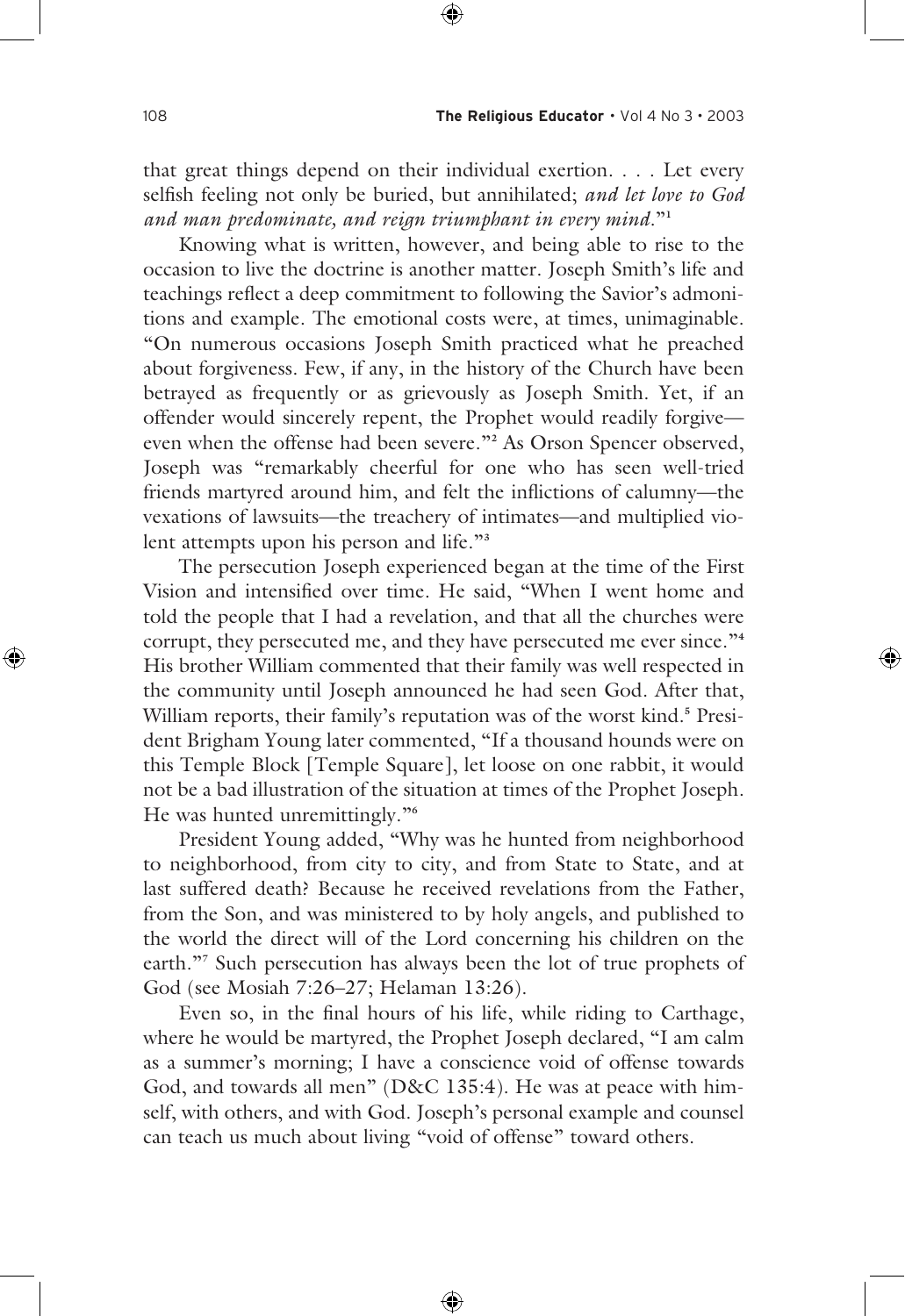that great things depend on their individual exertion. . . . Let every selfish feeling not only be buried, but annihilated; *and let love to God and man predominate, and reign triumphant in every mind*."[1]

Knowing what is written, however, and being able to rise to the occasion to live the doctrine is another matter. Joseph Smith's life and teachings reflect a deep commitment to following the Savior's admonitions and example. The emotional costs were, at times, unimaginable. "On numerous occasions Joseph Smith practiced what he preached about forgiveness. Few, if any, in the history of the Church have been betrayed as frequently or as grievously as Joseph Smith. Yet, if an offender would sincerely repent, the Prophet would readily forgive—even when the offense had been severe."[2] As Orson Spencer observed, Joseph was "remarkably cheerful for one who has seen well-tried friends martyred around him, and felt the inflictions of calumny—the vexations of lawsuits—the treachery of intimates—and multiplied violent attempts upon his person and life."[3]

The persecution Joseph experienced began at the time of the First Vision and intensified over time. He said, "When I went home and told the people that I had a revelation, and that all the churches were corrupt, they persecuted me, and they have persecuted me ever since."[4] His brother William commented that their family was well respected in the community until Joseph announced he had seen God. After that, William reports, their family's reputation was of the worst kind.[5] President Brigham Young later commented, "If a thousand hounds were on this Temple Block [Temple Square], let loose on one rabbit, it would not be a bad illustration of the situation at times of the Prophet Joseph. He was hunted unremittingly."[6]

President Young added, "Why was he hunted from neighborhood to neighborhood, from city to city, and from State to State, and at last suffered death? Because he received revelations from the Father, from the Son, and was ministered to by holy angels, and published to the world the direct will of the Lord concerning his children on the earth."[7] Such persecution has always been the lot of true prophets of God (see Mosiah 7:26–27; Helaman 13:26).

Even so, in the final hours of his life, while riding to Carthage, where he would be martyred, the Prophet Joseph declared, "I am calm as a summer's morning; I have a conscience void of offense towards God, and towards all men" (D&C 135:4). He was at peace with himself, with others, and with God. Joseph's personal example and counsel can teach us much about living "void of offense" toward others.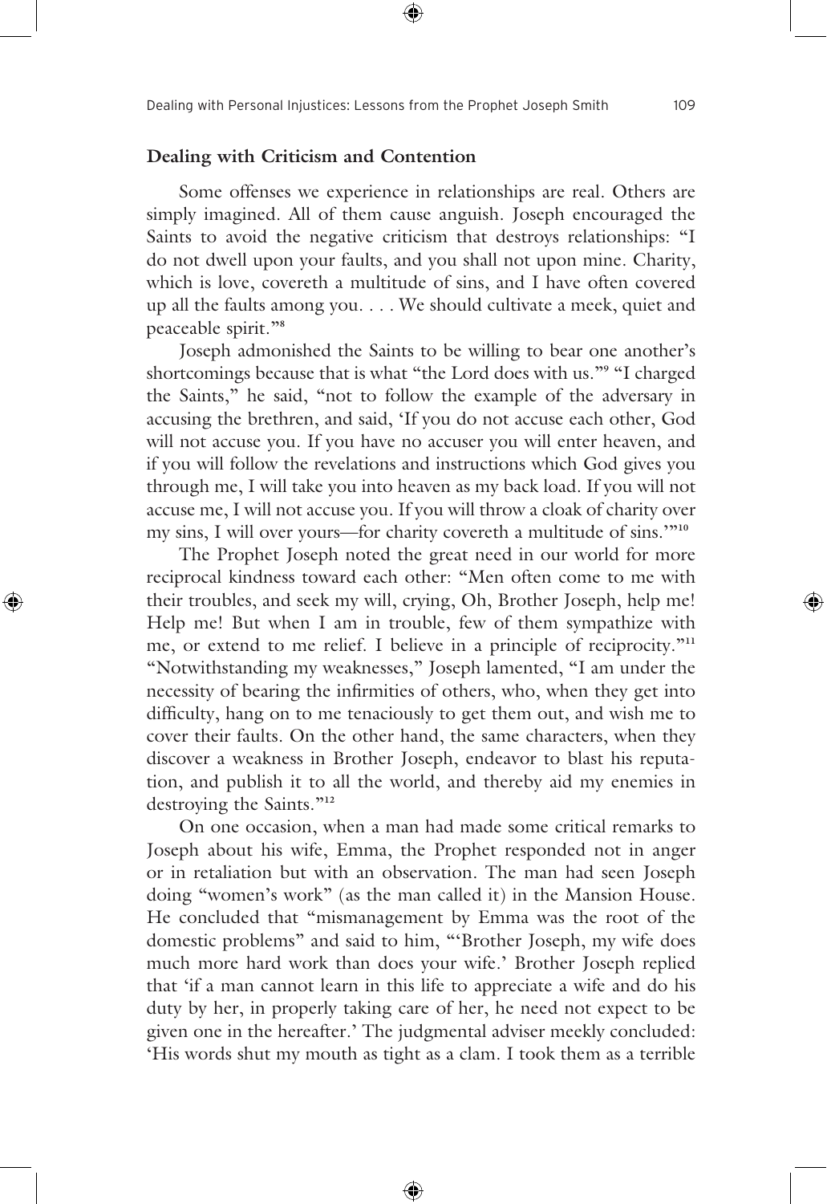## Dealing with Criticism and Contention

Some offenses we experience in relationships are real. Others are simply imagined. All of them cause anguish. Joseph encouraged the Saints to avoid the negative criticism that destroys relationships: "I do not dwell upon your faults, and you shall not upon mine. Charity, which is love, covereth a multitude of sins, and I have often covered up all the faults among you. . . . We should cultivate a meek, quiet and peaceable spirit."[8]

Joseph admonished the Saints to be willing to bear one another's shortcomings because that is what "the Lord does with us."[9] "I charged the Saints," he said, "not to follow the example of the adversary in accusing the brethren, and said, 'If you do not accuse each other, God will not accuse you. If you have no accuser you will enter heaven, and if you will follow the revelations and instructions which God gives you through me, I will take you into heaven as my back load. If you will not accuse me, I will not accuse you. If you will throw a cloak of charity over my sins, I will over yours—for charity covereth a multitude of sins.'"[10]

The Prophet Joseph noted the great need in our world for more reciprocal kindness toward each other: "Men often come to me with their troubles, and seek my will, crying, Oh, Brother Joseph, help me! Help me! But when I am in trouble, few of them sympathize with me, or extend to me relief. I believe in a principle of reciprocity."[11] "Notwithstanding my weaknesses," Joseph lamented, "I am under the necessity of bearing the infirmities of others, who, when they get into difficulty, hang on to me tenaciously to get them out, and wish me to cover their faults. On the other hand, the same characters, when they discover a weakness in Brother Joseph, endeavor to blast his reputation, and publish it to all the world, and thereby aid my enemies in destroying the Saints."[12]

On one occasion, when a man had made some critical remarks to Joseph about his wife, Emma, the Prophet responded not in anger or in retaliation but with an observation. The man had seen Joseph doing "women's work" (as the man called it) in the Mansion House. He concluded that "mismanagement by Emma was the root of the domestic problems" and said to him, "'Brother Joseph, my wife does much more hard work than does your wife.' Brother Joseph replied that 'if a man cannot learn in this life to appreciate a wife and do his duty by her, in properly taking care of her, he need not expect to be given one in the hereafter.' The judgmental adviser meekly concluded: 'His words shut my mouth as tight as a clam. I took them as a terrible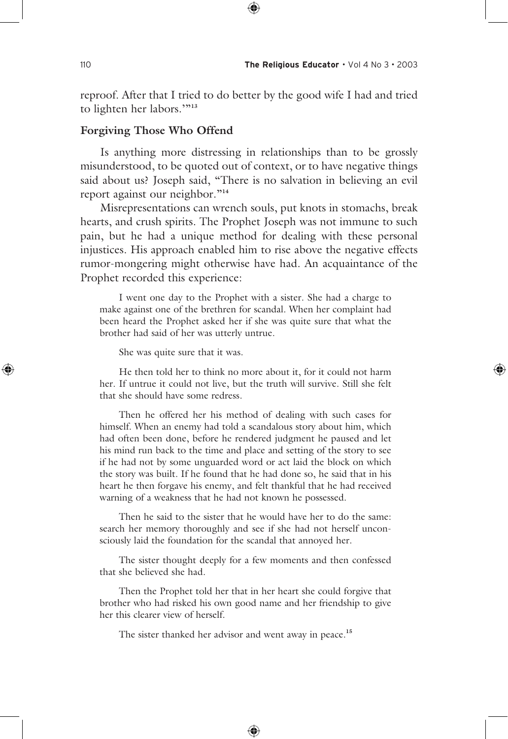reproof. After that I tried to do better by the good wife I had and tried to lighten her labors.'"[13]

### Forgiving Those Who Offend

Is anything more distressing in relationships than to be grossly misunderstood, to be quoted out of context, or to have negative things said about us? Joseph said, "There is no salvation in believing an evil report against our neighbor."[14]

Misrepresentations can wrench souls, put knots in stomachs, break hearts, and crush spirits. The Prophet Joseph was not immune to such pain, but he had a unique method for dealing with these personal injustices. His approach enabled him to rise above the negative effects rumor-mongering might otherwise have had. An acquaintance of the Prophet recorded this experience:

> I went one day to the Prophet with a sister. She had a charge to make against one of the brethren for scandal. When her complaint had been heard the Prophet asked her if she was quite sure that what the brother had said of her was utterly untrue.
>
> She was quite sure that it was.
>
> He then told her to think no more about it, for it could not harm her. If untrue it could not live, but the truth will survive. Still she felt that she should have some redress.
>
> Then he offered her his method of dealing with such cases for himself. When an enemy had told a scandalous story about him, which had often been done, before he rendered judgment he paused and let his mind run back to the time and place and setting of the story to see if he had not by some unguarded word or act laid the block on which the story was built. If he found that he had done so, he said that in his heart he then forgave his enemy, and felt thankful that he had received warning of a weakness that he had not known he possessed.
>
> Then he said to the sister that he would have her to do the same: search her memory thoroughly and see if she had not herself unconsciously laid the foundation for the scandal that annoyed her.
>
> The sister thought deeply for a few moments and then confessed that she believed she had.
>
> Then the Prophet told her that in her heart she could forgive that brother who had risked his own good name and her friendship to give her this clearer view of herself.
>
> The sister thanked her advisor and went away in peace.[15]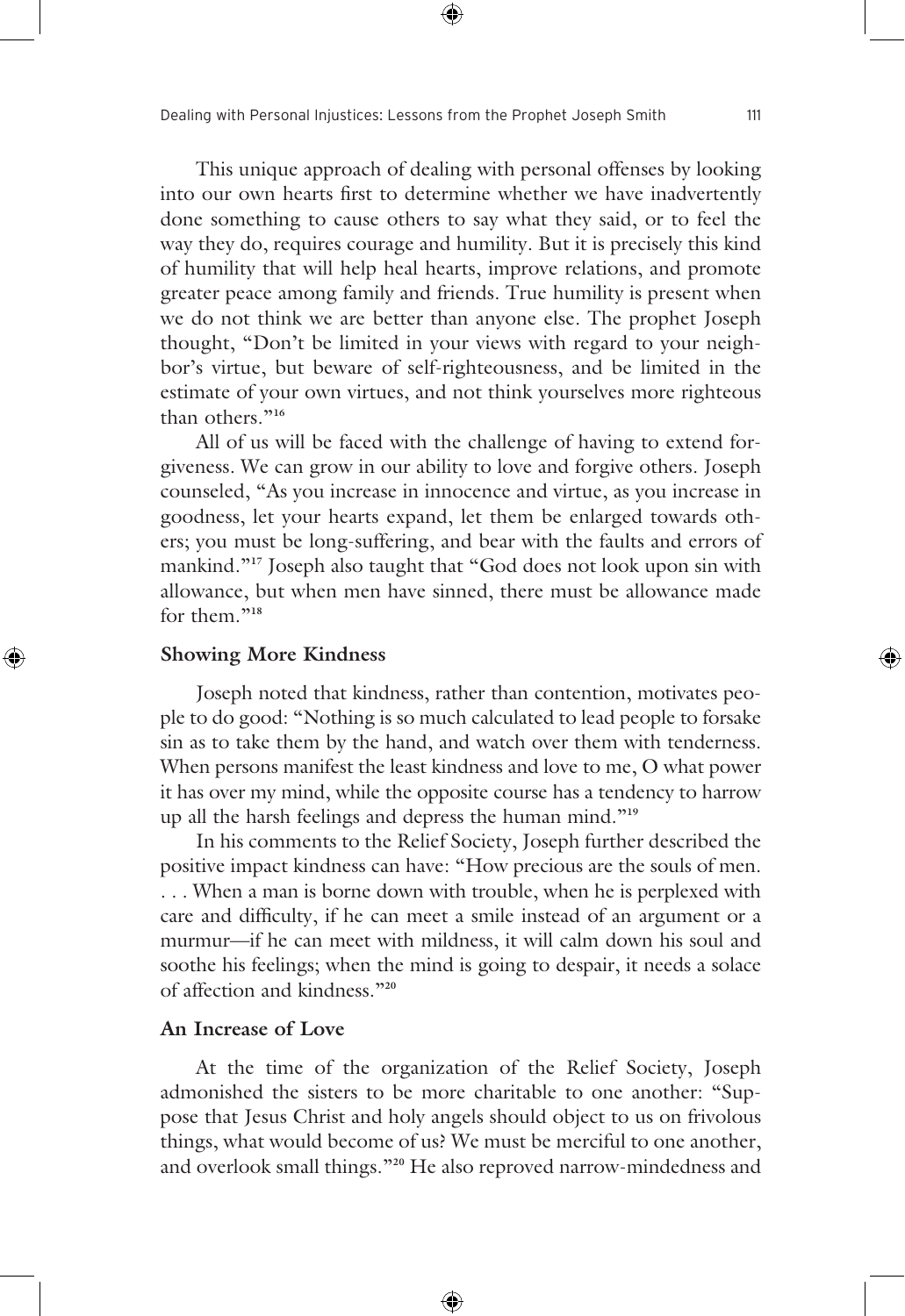This unique approach of dealing with personal offenses by looking into our own hearts first to determine whether we have inadvertently done something to cause others to say what they said, or to feel the way they do, requires courage and humility. But it is precisely this kind of humility that will help heal hearts, improve relations, and promote greater peace among family and friends. True humility is present when we do not think we are better than anyone else. The prophet Joseph thought, "Don't be limited in your views with regard to your neighbor's virtue, but beware of self-righteousness, and be limited in the estimate of your own virtues, and not think yourselves more righteous than others."[16]

All of us will be faced with the challenge of having to extend forgiveness. We can grow in our ability to love and forgive others. Joseph counseled, "As you increase in innocence and virtue, as you increase in goodness, let your hearts expand, let them be enlarged towards others; you must be long-suffering, and bear with the faults and errors of mankind."[17] Joseph also taught that "God does not look upon sin with allowance, but when men have sinned, there must be allowance made for them."[18]

**Showing More Kindness**

Joseph noted that kindness, rather than contention, motivates people to do good: "Nothing is so much calculated to lead people to forsake sin as to take them by the hand, and watch over them with tenderness. When persons manifest the least kindness and love to me, O what power it has over my mind, while the opposite course has a tendency to harrow up all the harsh feelings and depress the human mind."[19]

In his comments to the Relief Society, Joseph further described the positive impact kindness can have: "How precious are the souls of men. . . . When a man is borne down with trouble, when he is perplexed with care and difficulty, if he can meet a smile instead of an argument or a murmur—if he can meet with mildness, it will calm down his soul and soothe his feelings; when the mind is going to despair, it needs a solace of affection and kindness."[20]

**An Increase of Love**

At the time of the organization of the Relief Society, Joseph admonished the sisters to be more charitable to one another: "Suppose that Jesus Christ and holy angels should object to us on frivolous things, what would become of us? We must be merciful to one another, and overlook small things."[20] He also reproved narrow-mindedness and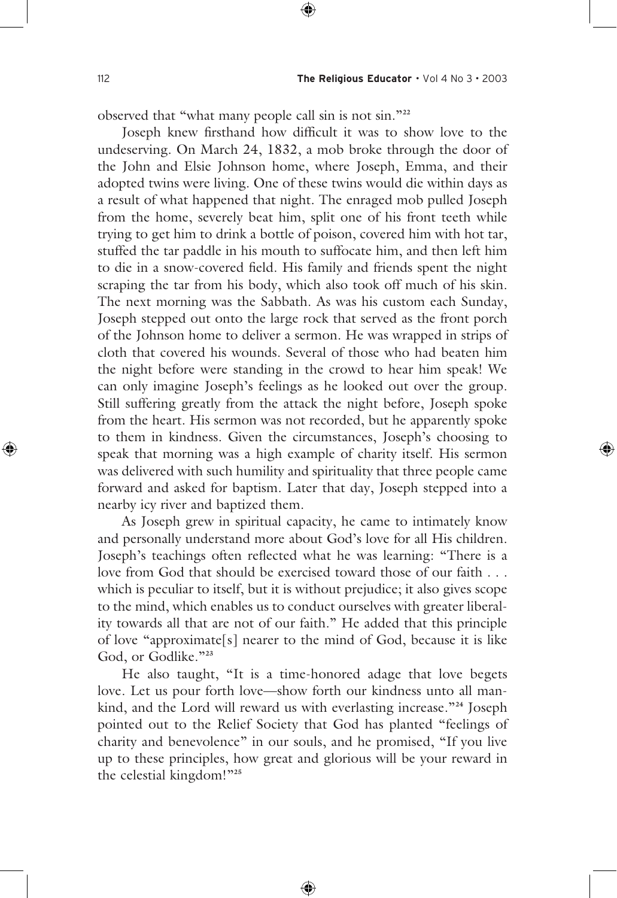observed that "what many people call sin is not sin."[22]

Joseph knew firsthand how difficult it was to show love to the undeserving. On March 24, 1832, a mob broke through the door of the John and Elsie Johnson home, where Joseph, Emma, and their adopted twins were living. One of these twins would die within days as a result of what happened that night. The enraged mob pulled Joseph from the home, severely beat him, split one of his front teeth while trying to get him to drink a bottle of poison, covered him with hot tar, stuffed the tar paddle in his mouth to suffocate him, and then left him to die in a snow-covered field. His family and friends spent the night scraping the tar from his body, which also took off much of his skin. The next morning was the Sabbath. As was his custom each Sunday, Joseph stepped out onto the large rock that served as the front porch of the Johnson home to deliver a sermon. He was wrapped in strips of cloth that covered his wounds. Several of those who had beaten him the night before were standing in the crowd to hear him speak! We can only imagine Joseph's feelings as he looked out over the group. Still suffering greatly from the attack the night before, Joseph spoke from the heart. His sermon was not recorded, but he apparently spoke to them in kindness. Given the circumstances, Joseph's choosing to speak that morning was a high example of charity itself. His sermon was delivered with such humility and spirituality that three people came forward and asked for baptism. Later that day, Joseph stepped into a nearby icy river and baptized them.

As Joseph grew in spiritual capacity, he came to intimately know and personally understand more about God's love for all His children. Joseph's teachings often reflected what he was learning: "There is a love from God that should be exercised toward those of our faith . . . which is peculiar to itself, but it is without prejudice; it also gives scope to the mind, which enables us to conduct ourselves with greater liberality towards all that are not of our faith." He added that this principle of love "approximate[s] nearer to the mind of God, because it is like God, or Godlike."[23]

He also taught, "It is a time-honored adage that love begets love. Let us pour forth love—show forth our kindness unto all mankind, and the Lord will reward us with everlasting increase."[24] Joseph pointed out to the Relief Society that God has planted "feelings of charity and benevolence" in our souls, and he promised, "If you live up to these principles, how great and glorious will be your reward in the celestial kingdom!"[25]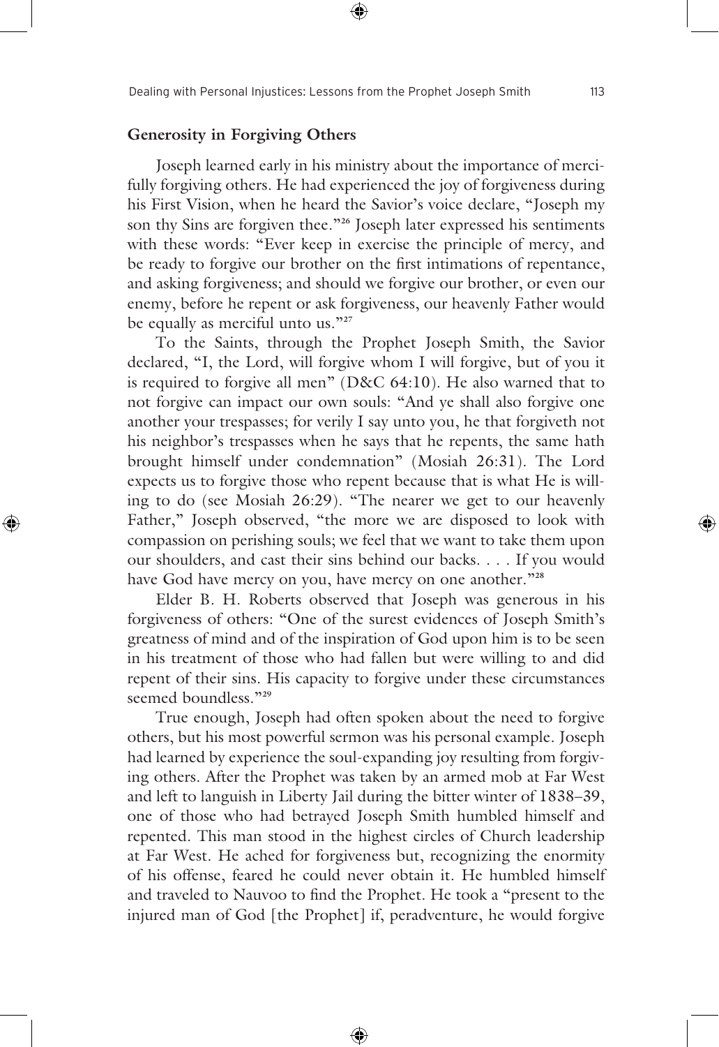### Generosity in Forgiving Others

Joseph learned early in his ministry about the importance of mercifully forgiving others. He had experienced the joy of forgiveness during his First Vision, when he heard the Savior's voice declare, "Joseph my son thy Sins are forgiven thee."[26] Joseph later expressed his sentiments with these words: "Ever keep in exercise the principle of mercy, and be ready to forgive our brother on the first intimations of repentance, and asking forgiveness; and should we forgive our brother, or even our enemy, before he repent or ask forgiveness, our heavenly Father would be equally as merciful unto us."[27]

To the Saints, through the Prophet Joseph Smith, the Savior declared, "I, the Lord, will forgive whom I will forgive, but of you it is required to forgive all men" (D&C 64:10). He also warned that to not forgive can impact our own souls: "And ye shall also forgive one another your trespasses; for verily I say unto you, he that forgiveth not his neighbor's trespasses when he says that he repents, the same hath brought himself under condemnation" (Mosiah 26:31). The Lord expects us to forgive those who repent because that is what He is willing to do (see Mosiah 26:29). "The nearer we get to our heavenly Father," Joseph observed, "the more we are disposed to look with compassion on perishing souls; we feel that we want to take them upon our shoulders, and cast their sins behind our backs. . . . If you would have God have mercy on you, have mercy on one another."[28]

Elder B. H. Roberts observed that Joseph was generous in his forgiveness of others: "One of the surest evidences of Joseph Smith's greatness of mind and of the inspiration of God upon him is to be seen in his treatment of those who had fallen but were willing to and did repent of their sins. His capacity to forgive under these circumstances seemed boundless."[29]

True enough, Joseph had often spoken about the need to forgive others, but his most powerful sermon was his personal example. Joseph had learned by experience the soul-expanding joy resulting from forgiving others. After the Prophet was taken by an armed mob at Far West and left to languish in Liberty Jail during the bitter winter of 1838–39, one of those who had betrayed Joseph Smith humbled himself and repented. This man stood in the highest circles of Church leadership at Far West. He ached for forgiveness but, recognizing the enormity of his offense, feared he could never obtain it. He humbled himself and traveled to Nauvoo to find the Prophet. He took a "present to the injured man of God [the Prophet] if, peradventure, he would forgive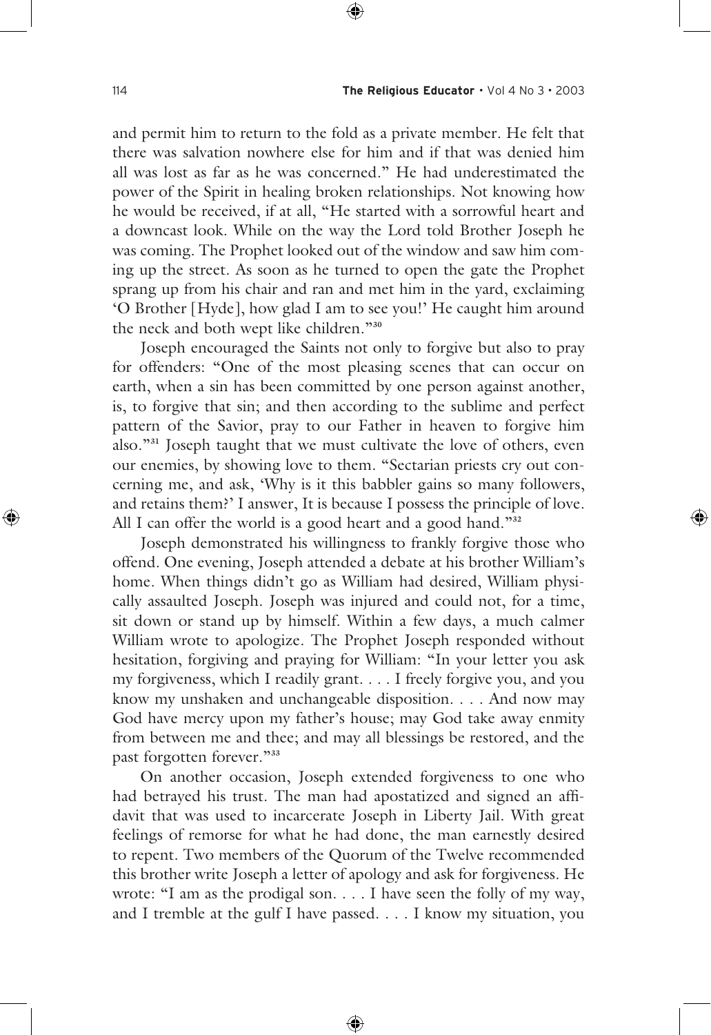and permit him to return to the fold as a private member. He felt that there was salvation nowhere else for him and if that was denied him all was lost as far as he was concerned." He had underestimated the power of the Spirit in healing broken relationships. Not knowing how he would be received, if at all, "He started with a sorrowful heart and a downcast look. While on the way the Lord told Brother Joseph he was coming. The Prophet looked out of the window and saw him coming up the street. As soon as he turned to open the gate the Prophet sprang up from his chair and ran and met him in the yard, exclaiming 'O Brother [Hyde], how glad I am to see you!' He caught him around the neck and both wept like children."[30]

Joseph encouraged the Saints not only to forgive but also to pray for offenders: "One of the most pleasing scenes that can occur on earth, when a sin has been committed by one person against another, is, to forgive that sin; and then according to the sublime and perfect pattern of the Savior, pray to our Father in heaven to forgive him also."[31] Joseph taught that we must cultivate the love of others, even our enemies, by showing love to them. "Sectarian priests cry out concerning me, and ask, 'Why is it this babbler gains so many followers, and retains them?' I answer, It is because I possess the principle of love. All I can offer the world is a good heart and a good hand."[32]

Joseph demonstrated his willingness to frankly forgive those who offend. One evening, Joseph attended a debate at his brother William's home. When things didn't go as William had desired, William physically assaulted Joseph. Joseph was injured and could not, for a time, sit down or stand up by himself. Within a few days, a much calmer William wrote to apologize. The Prophet Joseph responded without hesitation, forgiving and praying for William: "In your letter you ask my forgiveness, which I readily grant. . . . I freely forgive you, and you know my unshaken and unchangeable disposition. . . . And now may God have mercy upon my father's house; may God take away enmity from between me and thee; and may all blessings be restored, and the past forgotten forever."[33]

On another occasion, Joseph extended forgiveness to one who had betrayed his trust. The man had apostatized and signed an affidavit that was used to incarcerate Joseph in Liberty Jail. With great feelings of remorse for what he had done, the man earnestly desired to repent. Two members of the Quorum of the Twelve recommended this brother write Joseph a letter of apology and ask for forgiveness. He wrote: "I am as the prodigal son. . . . I have seen the folly of my way, and I tremble at the gulf I have passed. . . . I know my situation, you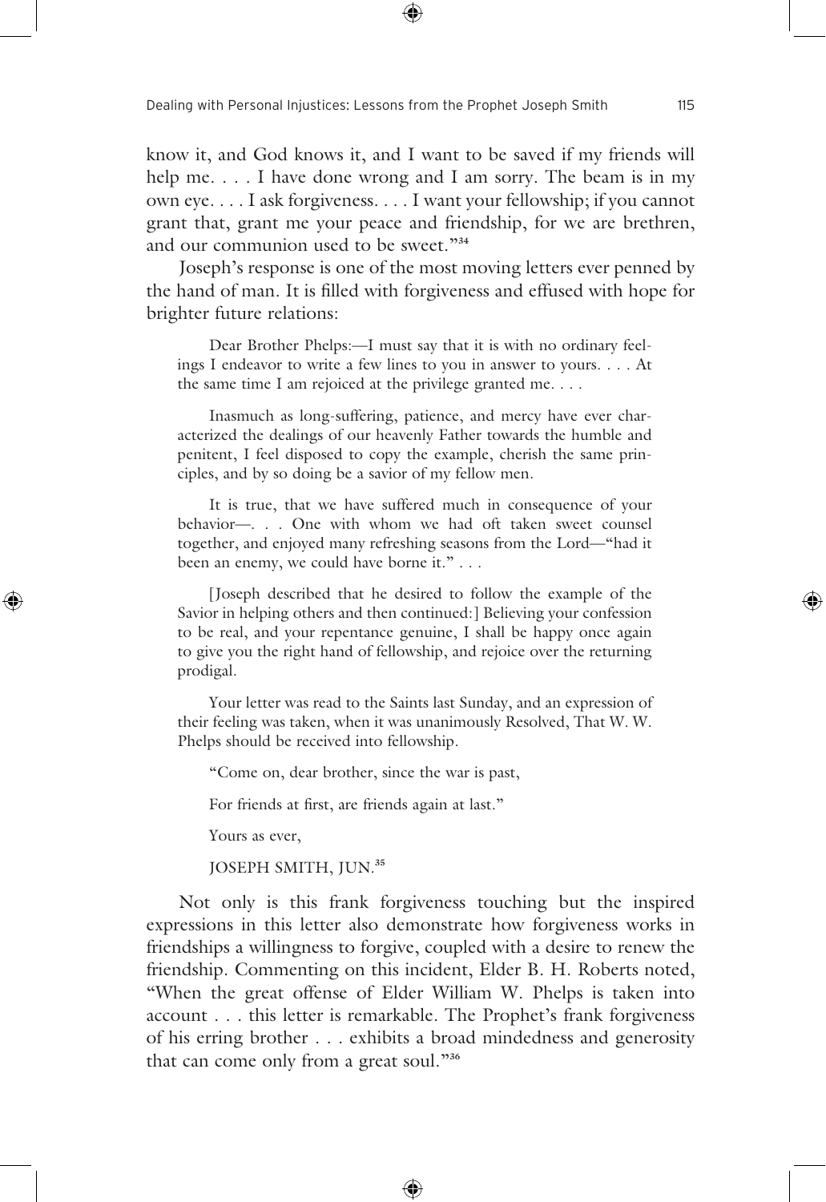know it, and God knows it, and I want to be saved if my friends will help me. . . . I have done wrong and I am sorry. The beam is in my own eye. . . . I ask forgiveness. . . . I want your fellowship; if you cannot grant that, grant me your peace and friendship, for we are brethren, and our communion used to be sweet."[34]

Joseph's response is one of the most moving letters ever penned by the hand of man. It is filled with forgiveness and effused with hope for brighter future relations:

> Dear Brother Phelps:—I must say that it is with no ordinary feelings I endeavor to write a few lines to you in answer to yours. . . . At the same time I am rejoiced at the privilege granted me. . . .
>
> Inasmuch as long-suffering, patience, and mercy have ever characterized the dealings of our heavenly Father towards the humble and penitent, I feel disposed to copy the example, cherish the same principles, and by so doing be a savior of my fellow men.
>
> It is true, that we have suffered much in consequence of your behavior—. . . One with whom we had oft taken sweet counsel together, and enjoyed many refreshing seasons from the Lord—"had it been an enemy, we could have borne it." . . .
>
> [Joseph described that he desired to follow the example of the Savior in helping others and then continued:] Believing your confession to be real, and your repentance genuine, I shall be happy once again to give you the right hand of fellowship, and rejoice over the returning prodigal.
>
> Your letter was read to the Saints last Sunday, and an expression of their feeling was taken, when it was unanimously Resolved, That W. W. Phelps should be received into fellowship.
>
> "Come on, dear brother, since the war is past,
>
> For friends at first, are friends again at last."
>
> Yours as ever,
>
> JOSEPH SMITH, JUN.[35]

Not only is this frank forgiveness touching but the inspired expressions in this letter also demonstrate how forgiveness works in friendships a willingness to forgive, coupled with a desire to renew the friendship. Commenting on this incident, Elder B. H. Roberts noted, "When the great offense of Elder William W. Phelps is taken into account . . . this letter is remarkable. The Prophet's frank forgiveness of his erring brother . . . exhibits a broad mindedness and generosity that can come only from a great soul."[36]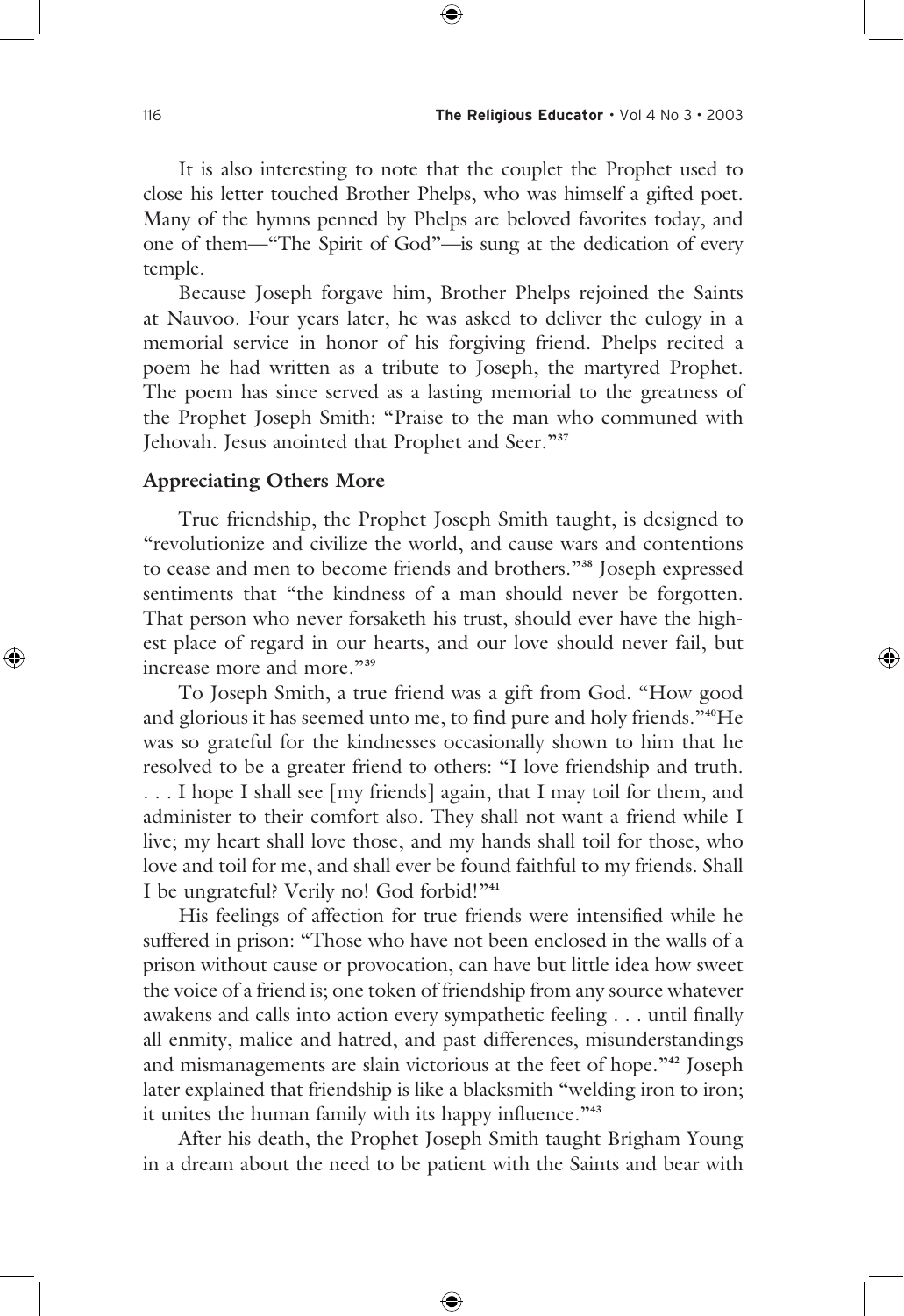It is also interesting to note that the couplet the Prophet used to close his letter touched Brother Phelps, who was himself a gifted poet. Many of the hymns penned by Phelps are beloved favorites today, and one of them—"The Spirit of God"—is sung at the dedication of every temple.

Because Joseph forgave him, Brother Phelps rejoined the Saints at Nauvoo. Four years later, he was asked to deliver the eulogy in a memorial service in honor of his forgiving friend. Phelps recited a poem he had written as a tribute to Joseph, the martyred Prophet. The poem has since served as a lasting memorial to the greatness of the Prophet Joseph Smith: "Praise to the man who communed with Jehovah. Jesus anointed that Prophet and Seer."[37]

**Appreciating Others More**

True friendship, the Prophet Joseph Smith taught, is designed to "revolutionize and civilize the world, and cause wars and contentions to cease and men to become friends and brothers."[38] Joseph expressed sentiments that "the kindness of a man should never be forgotten. That person who never forsaketh his trust, should ever have the highest place of regard in our hearts, and our love should never fail, but increase more and more."[39]

To Joseph Smith, a true friend was a gift from God. "How good and glorious it has seemed unto me, to find pure and holy friends."[40] He was so grateful for the kindnesses occasionally shown to him that he resolved to be a greater friend to others: "I love friendship and truth. . . . I hope I shall see [my friends] again, that I may toil for them, and administer to their comfort also. They shall not want a friend while I live; my heart shall love those, and my hands shall toil for those, who love and toil for me, and shall ever be found faithful to my friends. Shall I be ungrateful? Verily no! God forbid!"[41]

His feelings of affection for true friends were intensified while he suffered in prison: "Those who have not been enclosed in the walls of a prison without cause or provocation, can have but little idea how sweet the voice of a friend is; one token of friendship from any source whatever awakens and calls into action every sympathetic feeling . . . until finally all enmity, malice and hatred, and past differences, misunderstandings and mismanagements are slain victorious at the feet of hope."[42] Joseph later explained that friendship is like a blacksmith "welding iron to iron; it unites the human family with its happy influence."[43]

After his death, the Prophet Joseph Smith taught Brigham Young in a dream about the need to be patient with the Saints and bear with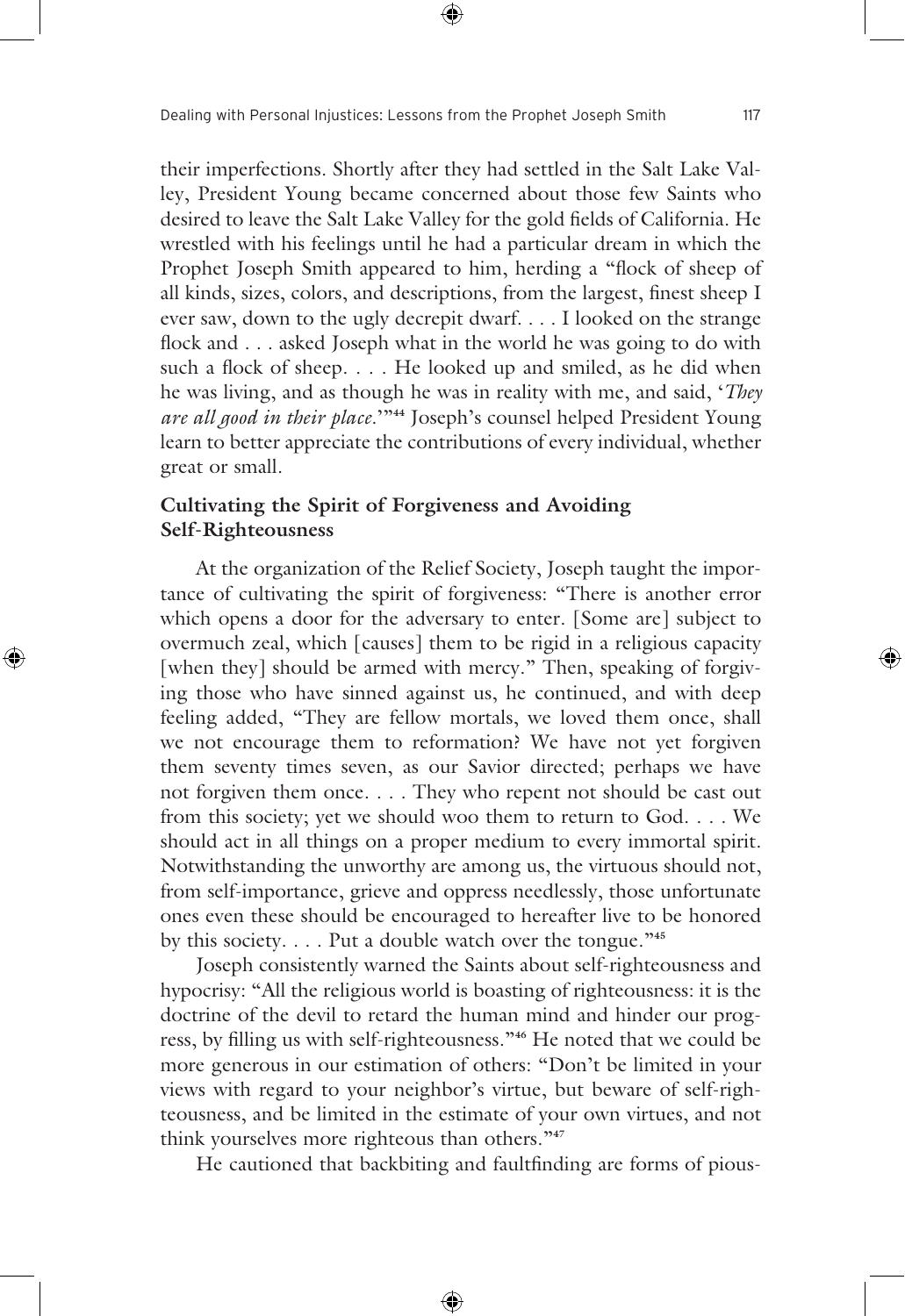their imperfections. Shortly after they had settled in the Salt Lake Valley, President Young became concerned about those few Saints who desired to leave the Salt Lake Valley for the gold fields of California. He wrestled with his feelings until he had a particular dream in which the Prophet Joseph Smith appeared to him, herding a "flock of sheep of all kinds, sizes, colors, and descriptions, from the largest, finest sheep I ever saw, down to the ugly decrepit dwarf. . . . I looked on the strange flock and . . . asked Joseph what in the world he was going to do with such a flock of sheep. . . . He looked up and smiled, as he did when he was living, and as though he was in reality with me, and said, '*They are all good in their place.*'"[44] Joseph's counsel helped President Young learn to better appreciate the contributions of every individual, whether great or small.

## Cultivating the Spirit of Forgiveness and Avoiding Self-Righteousness

At the organization of the Relief Society, Joseph taught the importance of cultivating the spirit of forgiveness: "There is another error which opens a door for the adversary to enter. [Some are] subject to overmuch zeal, which [causes] them to be rigid in a religious capacity [when they] should be armed with mercy." Then, speaking of forgiving those who have sinned against us, he continued, and with deep feeling added, "They are fellow mortals, we loved them once, shall we not encourage them to reformation? We have not yet forgiven them seventy times seven, as our Savior directed; perhaps we have not forgiven them once. . . . They who repent not should be cast out from this society; yet we should woo them to return to God. . . . We should act in all things on a proper medium to every immortal spirit. Notwithstanding the unworthy are among us, the virtuous should not, from self-importance, grieve and oppress needlessly, those unfortunate ones even these should be encouraged to hereafter live to be honored by this society. . . . Put a double watch over the tongue."[45]

Joseph consistently warned the Saints about self-righteousness and hypocrisy: "All the religious world is boasting of righteousness: it is the doctrine of the devil to retard the human mind and hinder our progress, by filling us with self-righteousness."[46] He noted that we could be more generous in our estimation of others: "Don't be limited in your views with regard to your neighbor's virtue, but beware of self-righteousness, and be limited in the estimate of your own virtues, and not think yourselves more righteous than others."[47]

He cautioned that backbiting and faultfinding are forms of pious-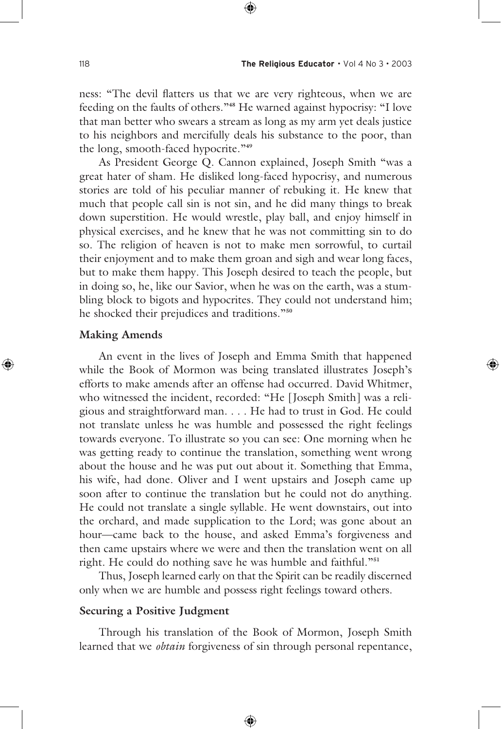ness: "The devil flatters us that we are very righteous, when we are feeding on the faults of others."[48] He warned against hypocrisy: "I love that man better who swears a stream as long as my arm yet deals justice to his neighbors and mercifully deals his substance to the poor, than the long, smooth-faced hypocrite."[49]

As President George Q. Cannon explained, Joseph Smith "was a great hater of sham. He disliked long-faced hypocrisy, and numerous stories are told of his peculiar manner of rebuking it. He knew that much that people call sin is not sin, and he did many things to break down superstition. He would wrestle, play ball, and enjoy himself in physical exercises, and he knew that he was not committing sin to do so. The religion of heaven is not to make men sorrowful, to curtail their enjoyment and to make them groan and sigh and wear long faces, but to make them happy. This Joseph desired to teach the people, but in doing so, he, like our Savior, when he was on the earth, was a stumbling block to bigots and hypocrites. They could not understand him; he shocked their prejudices and traditions."[50]

### Making Amends

An event in the lives of Joseph and Emma Smith that happened while the Book of Mormon was being translated illustrates Joseph's efforts to make amends after an offense had occurred. David Whitmer, who witnessed the incident, recorded: "He [Joseph Smith] was a religious and straightforward man. . . . He had to trust in God. He could not translate unless he was humble and possessed the right feelings towards everyone. To illustrate so you can see: One morning when he was getting ready to continue the translation, something went wrong about the house and he was put out about it. Something that Emma, his wife, had done. Oliver and I went upstairs and Joseph came up soon after to continue the translation but he could not do anything. He could not translate a single syllable. He went downstairs, out into the orchard, and made supplication to the Lord; was gone about an hour—came back to the house, and asked Emma's forgiveness and then came upstairs where we were and then the translation went on all right. He could do nothing save he was humble and faithful."[51]

Thus, Joseph learned early on that the Spirit can be readily discerned only when we are humble and possess right feelings toward others.

### Securing a Positive Judgment

Through his translation of the Book of Mormon, Joseph Smith learned that we *obtain* forgiveness of sin through personal repentance,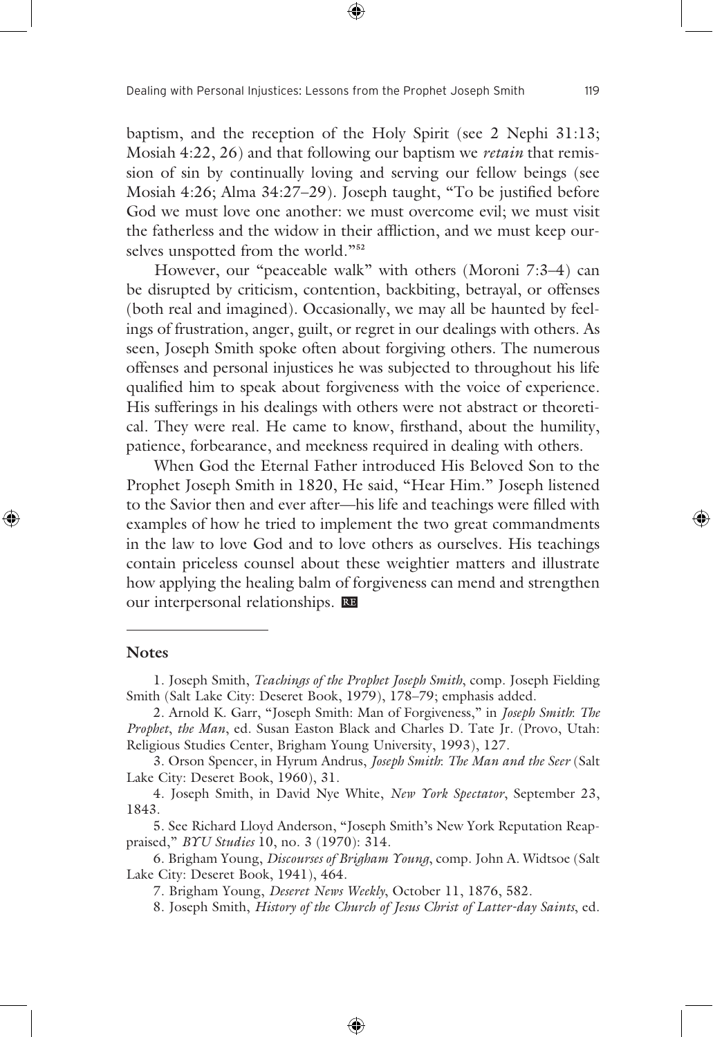baptism, and the reception of the Holy Spirit (see 2 Nephi 31:13; Mosiah 4:22, 26) and that following our baptism we *retain* that remission of sin by continually loving and serving our fellow beings (see Mosiah 4:26; Alma 34:27–29). Joseph taught, "To be justified before God we must love one another: we must overcome evil; we must visit the fatherless and the widow in their affliction, and we must keep ourselves unspotted from the world."[52]

However, our "peaceable walk" with others (Moroni 7:3–4) can be disrupted by criticism, contention, backbiting, betrayal, or offenses (both real and imagined). Occasionally, we may all be haunted by feelings of frustration, anger, guilt, or regret in our dealings with others. As seen, Joseph Smith spoke often about forgiving others. The numerous offenses and personal injustices he was subjected to throughout his life qualified him to speak about forgiveness with the voice of experience. His sufferings in his dealings with others were not abstract or theoretical. They were real. He came to know, firsthand, about the humility, patience, forbearance, and meekness required in dealing with others.

When God the Eternal Father introduced His Beloved Son to the Prophet Joseph Smith in 1820, He said, "Hear Him." Joseph listened to the Savior then and ever after—his life and teachings were filled with examples of how he tried to implement the two great commandments in the law to love God and to love others as ourselves. His teachings contain priceless counsel about these weightier matters and illustrate how applying the healing balm of forgiveness can mend and strengthen our interpersonal relationships. RE

## Notes

1. Joseph Smith, *Teachings of the Prophet Joseph Smith*, comp. Joseph Fielding Smith (Salt Lake City: Deseret Book, 1979), 178–79; emphasis added.

2. Arnold K. Garr, "Joseph Smith: Man of Forgiveness," in *Joseph Smith: The Prophet, the Man*, ed. Susan Easton Black and Charles D. Tate Jr. (Provo, Utah: Religious Studies Center, Brigham Young University, 1993), 127.

3. Orson Spencer, in Hyrum Andrus, *Joseph Smith: The Man and the Seer* (Salt Lake City: Deseret Book, 1960), 31.

4. Joseph Smith, in David Nye White, *New York Spectator*, September 23, 1843.

5. See Richard Lloyd Anderson, "Joseph Smith's New York Reputation Reappraised," *BYU Studies* 10, no. 3 (1970): 314.

6. Brigham Young, *Discourses of Brigham Young*, comp. John A. Widtsoe (Salt Lake City: Deseret Book, 1941), 464.

7. Brigham Young, *Deseret News Weekly*, October 11, 1876, 582.

8. Joseph Smith, *History of the Church of Jesus Christ of Latter-day Saints*, ed.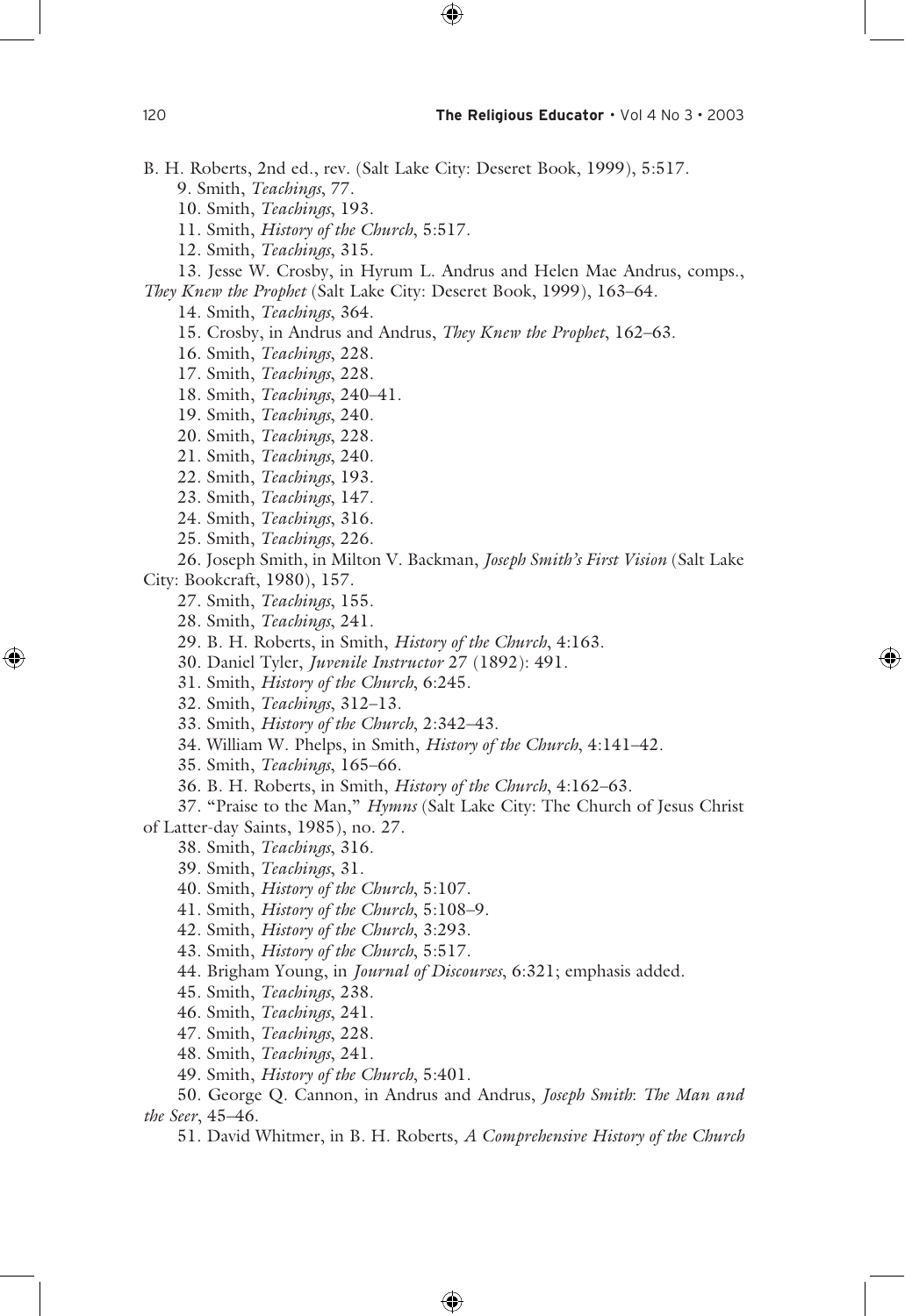B. H. Roberts, 2nd ed., rev. (Salt Lake City: Deseret Book, 1999), 5:517.

9. Smith, *Teachings*, 77.

10. Smith, *Teachings*, 193.

11. Smith, *History of the Church*, 5:517.

12. Smith, *Teachings*, 315.

13. Jesse W. Crosby, in Hyrum L. Andrus and Helen Mae Andrus, comps., *They Knew the Prophet* (Salt Lake City: Deseret Book, 1999), 163–64.

14. Smith, *Teachings*, 364.

15. Crosby, in Andrus and Andrus, *They Knew the Prophet*, 162–63.

16. Smith, *Teachings*, 228.

17. Smith, *Teachings*, 228.

18. Smith, *Teachings*, 240–41.

19. Smith, *Teachings*, 240.

20. Smith, *Teachings*, 228.

21. Smith, *Teachings*, 240.

22. Smith, *Teachings*, 193.

23. Smith, *Teachings*, 147.

24. Smith, *Teachings*, 316.

25. Smith, *Teachings*, 226.

26. Joseph Smith, in Milton V. Backman, *Joseph Smith's First Vision* (Salt Lake City: Bookcraft, 1980), 157.

27. Smith, *Teachings*, 155.

28. Smith, *Teachings*, 241.

29. B. H. Roberts, in Smith, *History of the Church*, 4:163.

30. Daniel Tyler, *Juvenile Instructor* 27 (1892): 491.

31. Smith, *History of the Church*, 6:245.

32. Smith, *Teachings*, 312–13.

33. Smith, *History of the Church*, 2:342–43.

34. William W. Phelps, in Smith, *History of the Church*, 4:141–42.

35. Smith, *Teachings*, 165–66.

36. B. H. Roberts, in Smith, *History of the Church*, 4:162–63.

37. "Praise to the Man," *Hymns* (Salt Lake City: The Church of Jesus Christ of Latter-day Saints, 1985), no. 27.

38. Smith, *Teachings*, 316.

39. Smith, *Teachings*, 31.

40. Smith, *History of the Church*, 5:107.

41. Smith, *History of the Church*, 5:108–9.

42. Smith, *History of the Church*, 3:293.

43. Smith, *History of the Church*, 5:517.

44. Brigham Young, in *Journal of Discourses*, 6:321; emphasis added.

45. Smith, *Teachings*, 238.

46. Smith, *Teachings*, 241.

47. Smith, *Teachings*, 228.

48. Smith, *Teachings*, 241.

49. Smith, *History of the Church*, 5:401.

50. George Q. Cannon, in Andrus and Andrus, *Joseph Smith: The Man and the Seer*, 45–46.

51. David Whitmer, in B. H. Roberts, *A Comprehensive History of the Church*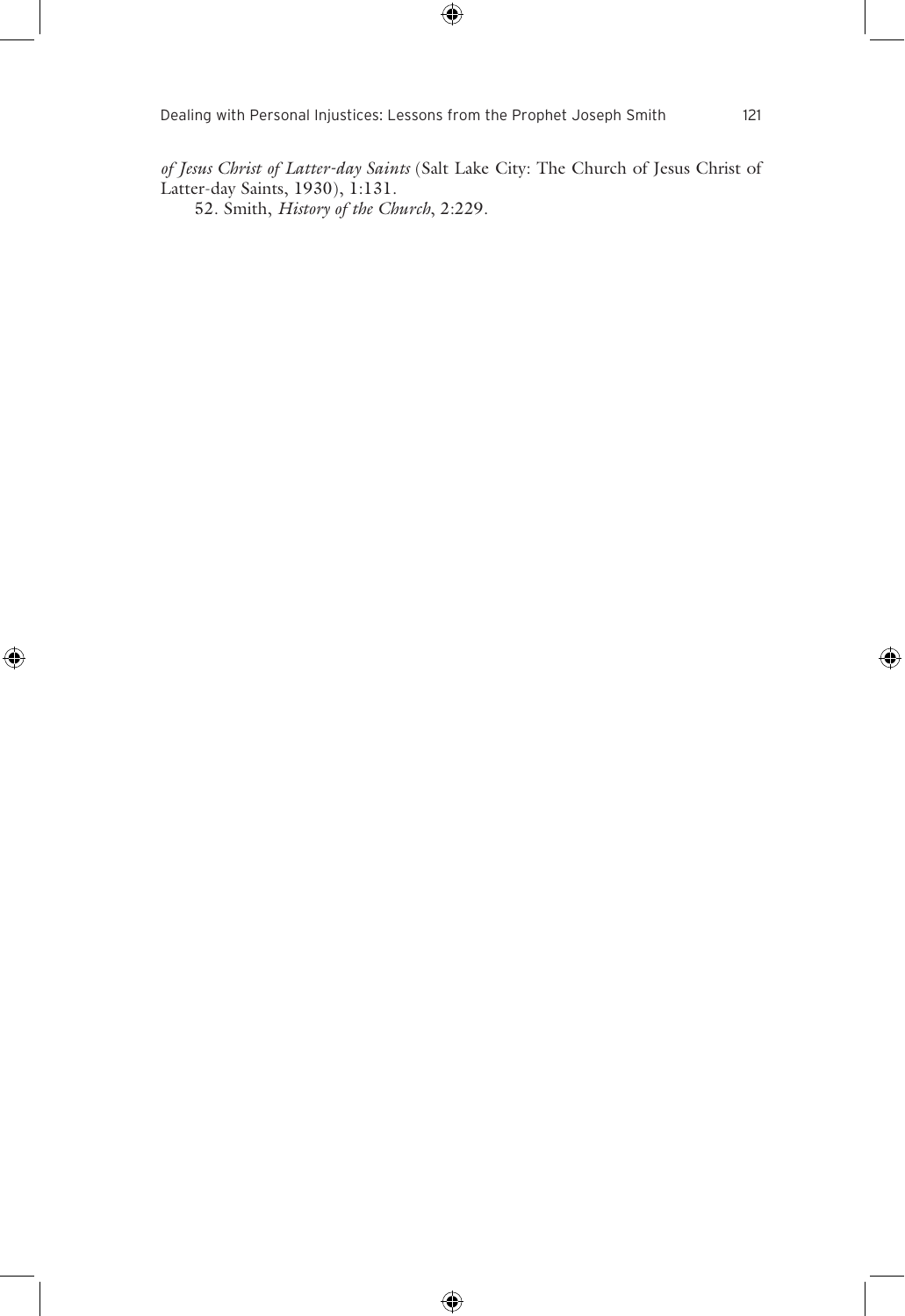*of Jesus Christ of Latter-day Saints* (Salt Lake City: The Church of Jesus Christ of Latter-day Saints, 1930), 1:131.

52. Smith, *History of the Church*, 2:229.